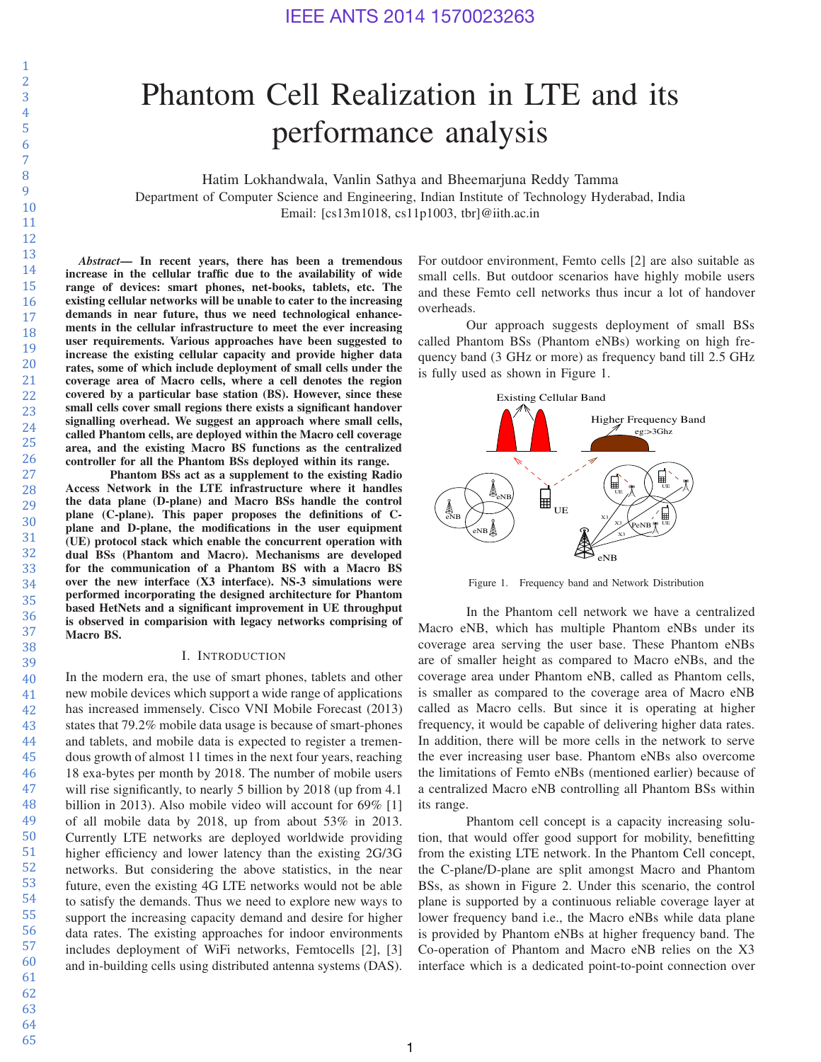# Phantom Cell Realization in LTE and its performance analysis

Hatim Lokhandwala, Vanlin Sathya and Bheemarjuna Reddy Tamma
Department of Computer Science and Engineering, Indian Institute of Technology Hyderabad, India
Email: [cs13m1018, cs11p1003, tbr]@iith.ac.in

***Abstract*— In recent years, there has been a tremendous increase in the cellular traffic due to the availability of wide range of devices: smart phones, net-books, tablets, etc. The existing cellular networks will be unable to cater to the increasing demands in near future, thus we need technological enhancements in the cellular infrastructure to meet the ever increasing user requirements. Various approaches have been suggested to increase the existing cellular capacity and provide higher data rates, some of which include deployment of small cells under the coverage area of Macro cells, where a cell denotes the region covered by a particular base station (BS). However, since these small cells cover small regions there exists a significant handover signalling overhead. We suggest an approach where small cells, called Phantom cells, are deployed within the Macro cell coverage area, and the existing Macro BS functions as the centralized controller for all the Phantom BSs deployed within its range.**

**Phantom BSs act as a supplement to the existing Radio Access Network in the LTE infrastructure where it handles the data plane (D-plane) and Macro BSs handle the control plane (C-plane). This paper proposes the definitions of C-plane and D-plane, the modifications in the user equipment (UE) protocol stack which enable the concurrent operation with dual BSs (Phantom and Macro). Mechanisms are developed for the communication of a Phantom BS with a Macro BS over the new interface (X3 interface). NS-3 simulations were performed incorporating the designed architecture for Phantom based HetNets and a significant improvement in UE throughput is observed in comparision with legacy networks comprising of Macro BS.**

## I. Introduction

In the modern era, the use of smart phones, tablets and other new mobile devices which support a wide range of applications has increased immensely. Cisco VNI Mobile Forecast (2013) states that 79.2% mobile data usage is because of smart-phones and tablets, and mobile data is expected to register a tremendous growth of almost 11 times in the next four years, reaching 18 exa-bytes per month by 2018. The number of mobile users will rise significantly, to nearly 5 billion by 2018 (up from 4.1 billion in 2013). Also mobile video will account for 69% [1] of all mobile data by 2018, up from about 53% in 2013. Currently LTE networks are deployed worldwide providing higher efficiency and lower latency than the existing 2G/3G networks. But considering the above statistics, in the near future, even the existing 4G LTE networks would not be able to satisfy the demands. Thus we need to explore new ways to support the increasing capacity demand and desire for higher data rates. The existing approaches for indoor environments includes deployment of WiFi networks, Femtocells [2], [3] and in-building cells using distributed antenna systems (DAS). For outdoor environment, Femto cells [2] are also suitable as small cells. But outdoor scenarios have highly mobile users and these Femto cell networks thus incur a lot of handover overheads.

Our approach suggests deployment of small BSs called Phantom BSs (Phantom eNBs) working on high frequency band (3 GHz or more) as frequency band till 2.5 GHz is fully used as shown in Figure 1.

Figure 1. Frequency band and Network Distribution

In the Phantom cell network we have a centralized Macro eNB, which has multiple Phantom eNBs under its coverage area serving the user base. These Phantom eNBs are of smaller height as compared to Macro eNBs, and the coverage area under Phantom eNB, called as Phantom cells, is smaller as compared to the coverage area of Macro eNB called as Macro cells. But since it is operating at higher frequency, it would be capable of delivering higher data rates. In addition, there will be more cells in the network to serve the ever increasing user base. Phantom eNBs also overcome the limitations of Femto eNBs (mentioned earlier) because of a centralized Macro eNB controlling all Phantom BSs within its range.

Phantom cell concept is a capacity increasing solution, that would offer good support for mobility, benefitting from the existing LTE network. In the Phantom Cell concept, the C-plane/D-plane are split amongst Macro and Phantom BSs, as shown in Figure 2. Under this scenario, the control plane is supported by a continuous reliable coverage layer at lower frequency band i.e., the Macro eNBs while data plane is provided by Phantom eNBs at higher frequency band. The Co-operation of Phantom and Macro eNB relies on the X3 interface which is a dedicated point-to-point connection over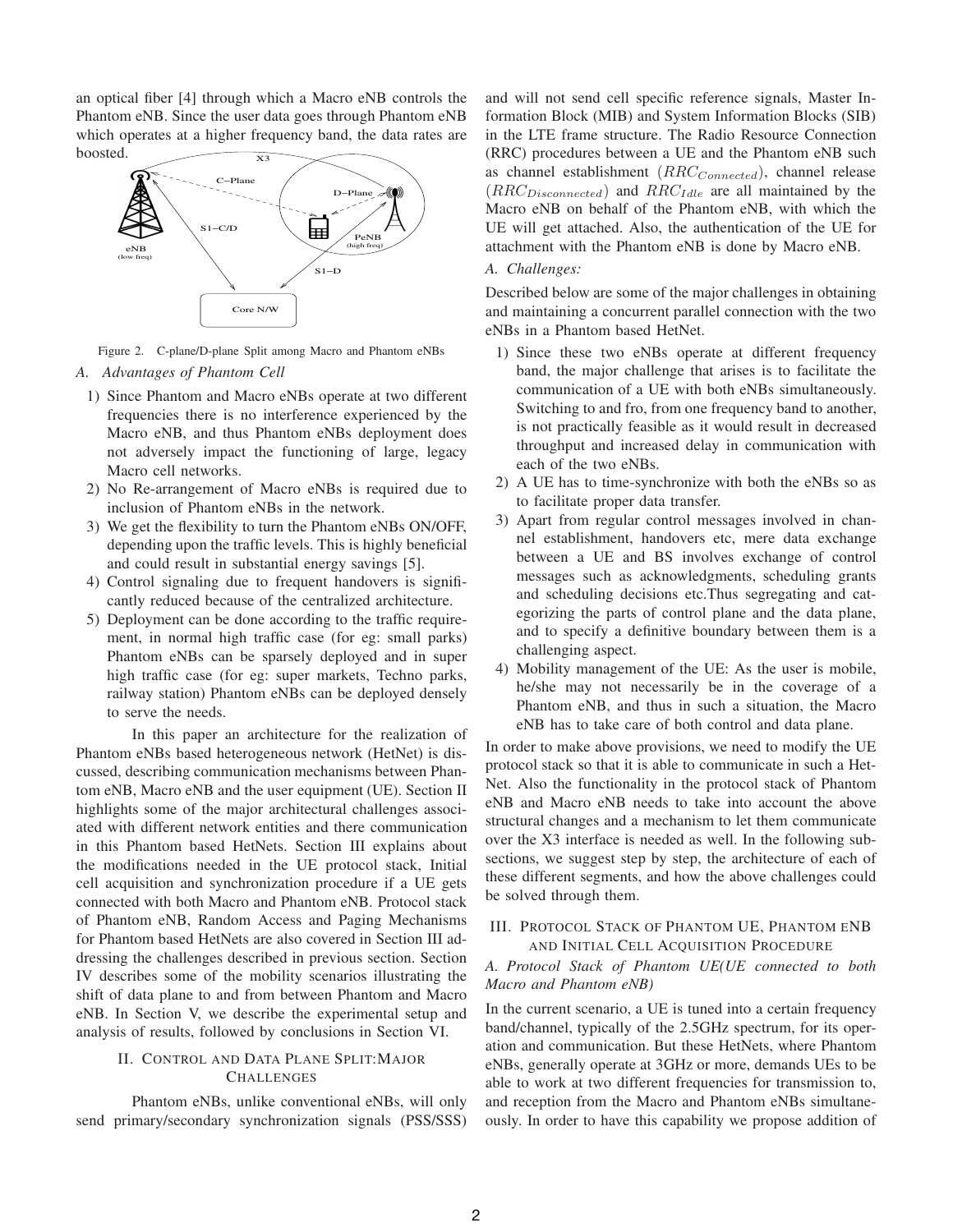an optical fiber [4] through which a Macro eNB controls the Phantom eNB. Since the user data goes through Phantom eNB which operates at a higher frequency band, the data rates are boosted.

Figure 2. C-plane/D-plane Split among Macro and Phantom eNBs

### A. Advantages of Phantom Cell

1) Since Phantom and Macro eNBs operate at two different frequencies there is no interference experienced by the Macro eNB, and thus Phantom eNBs deployment does not adversely impact the functioning of large, legacy Macro cell networks.
2) No Re-arrangement of Macro eNBs is required due to inclusion of Phantom eNBs in the network.
3) We get the flexibility to turn the Phantom eNBs ON/OFF, depending upon the traffic levels. This is highly beneficial and could result in substantial energy savings [5].
4) Control signaling due to frequent handovers is significantly reduced because of the centralized architecture.
5) Deployment can be done according to the traffic requirement, in normal high traffic case (for eg: small parks) Phantom eNBs can be sparsely deployed and in super high traffic case (for eg: super markets, Techno parks, railway station) Phantom eNBs can be deployed densely to serve the needs.

In this paper an architecture for the realization of Phantom eNBs based heterogeneous network (HetNet) is discussed, describing communication mechanisms between Phantom eNB, Macro eNB and the user equipment (UE). Section II highlights some of the major architectural challenges associated with different network entities and there communication in this Phantom based HetNets. Section III explains about the modifications needed in the UE protocol stack, Initial cell acquisition and synchronization procedure if a UE gets connected with both Macro and Phantom eNB. Protocol stack of Phantom eNB, Random Access and Paging Mechanisms for Phantom based HetNets are also covered in Section III addressing the challenges described in previous section. Section IV describes some of the mobility scenarios illustrating the shift of data plane to and from between Phantom and Macro eNB. In Section V, we describe the experimental setup and analysis of results, followed by conclusions in Section VI.

## II. Control and Data Plane Split: Major Challenges

Phantom eNBs, unlike conventional eNBs, will only send primary/secondary synchronization signals (PSS/SSS) and will not send cell specific reference signals, Master Information Block (MIB) and System Information Blocks (SIB) in the LTE frame structure. The Radio Resource Connection (RRC) procedures between a UE and the Phantom eNB such as channel establishment ($RRC_{Connected}$), channel release ($RRC_{Disconnected}$) and $RRC_{Idle}$ are all maintained by the Macro eNB on behalf of the Phantom eNB, with which the UE will get attached. Also, the authentication of the UE for attachment with the Phantom eNB is done by Macro eNB.

### A. Challenges:

Described below are some of the major challenges in obtaining and maintaining a concurrent parallel connection with the two eNBs in a Phantom based HetNet.

1) Since these two eNBs operate at different frequency band, the major challenge that arises is to facilitate the communication of a UE with both eNBs simultaneously. Switching to and fro, from one frequency band to another, is not practically feasible as it would result in decreased throughput and increased delay in communication with each of the two eNBs.
2) A UE has to time-synchronize with both the eNBs so as to facilitate proper data transfer.
3) Apart from regular control messages involved in channel establishment, handovers etc, mere data exchange between a UE and BS involves exchange of control messages such as acknowledgments, scheduling grants and scheduling decisions etc.Thus segregating and categorizing the parts of control plane and the data plane, and to specify a definitive boundary between them is a challenging aspect.
4) Mobility management of the UE: As the user is mobile, he/she may not necessarily be in the coverage of a Phantom eNB, and thus in such a situation, the Macro eNB has to take care of both control and data plane.

In order to make above provisions, we need to modify the UE protocol stack so that it is able to communicate in such a HetNet. Also the functionality in the protocol stack of Phantom eNB and Macro eNB needs to take into account the above structural changes and a mechanism to let them communicate over the X3 interface is needed as well. In the following subsections, we suggest step by step, the architecture of each of these different segments, and how the above challenges could be solved through them.

## III. Protocol Stack of Phantom UE, Phantom eNB and Initial Cell Acquisition Procedure

### A. Protocol Stack of Phantom UE(UE connected to both Macro and Phantom eNB)

In the current scenario, a UE is tuned into a certain frequency band/channel, typically of the 2.5GHz spectrum, for its operation and communication. But these HetNets, where Phantom eNBs, generally operate at 3GHz or more, demands UEs to be able to work at two different frequencies for transmission to, and reception from the Macro and Phantom eNBs simultaneously. In order to have this capability we propose addition of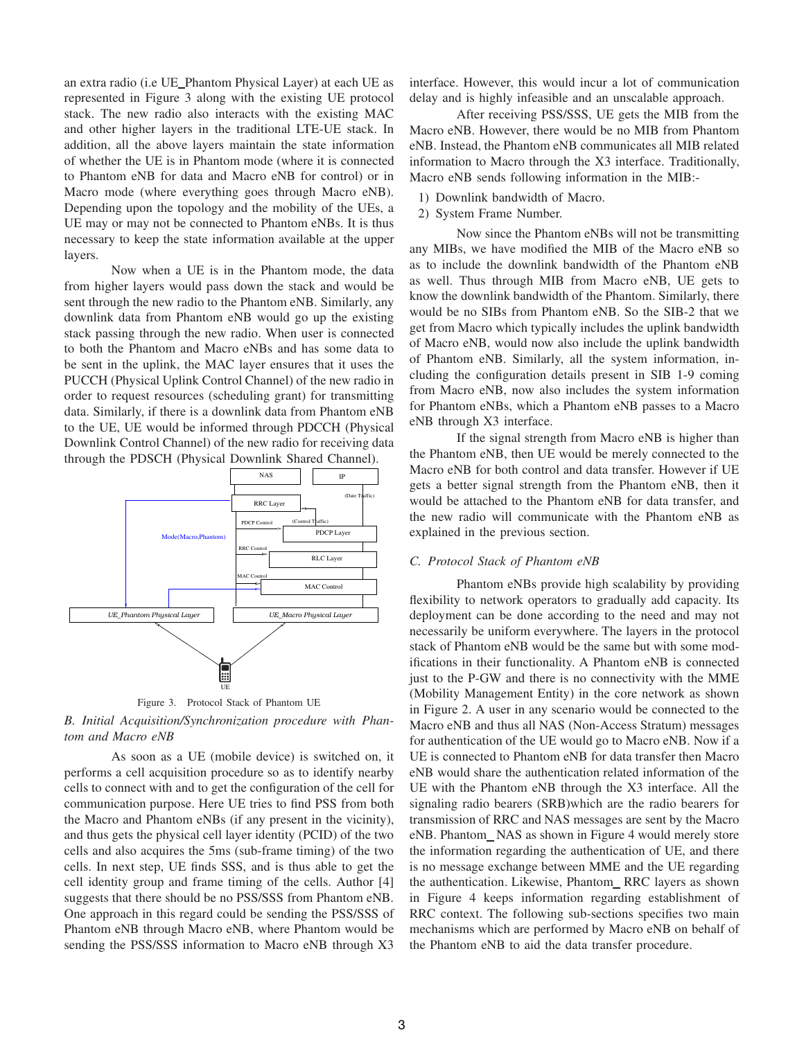an extra radio (i.e UE_Phantom Physical Layer) at each UE as represented in Figure 3 along with the existing UE protocol stack. The new radio also interacts with the existing MAC and other higher layers in the traditional LTE-UE stack. In addition, all the above layers maintain the state information of whether the UE is in Phantom mode (where it is connected to Phantom eNB for data and Macro eNB for control) or in Macro mode (where everything goes through Macro eNB). Depending upon the topology and the mobility of the UEs, a UE may or may not be connected to Phantom eNBs. It is thus necessary to keep the state information available at the upper layers.

Now when a UE is in the Phantom mode, the data from higher layers would pass down the stack and would be sent through the new radio to the Phantom eNB. Similarly, any downlink data from Phantom eNB would go up the existing stack passing through the new radio. When user is connected to both the Phantom and Macro eNBs and has some data to be sent in the uplink, the MAC layer ensures that it uses the PUCCH (Physical Uplink Control Channel) of the new radio in order to request resources (scheduling grant) for transmitting data. Similarly, if there is a downlink data from Phantom eNB to the UE, UE would be informed through PDCCH (Physical Downlink Control Channel) of the new radio for receiving data through the PDSCH (Physical Downlink Shared Channel).

NAS
IP
(Date Traffic)
RRC Layer
PDCP Control
(Control Traffic)
PDCP Layer
Mode(Macro,Phantom)
RRC Control
RLC Layer
MAC Control
MAC Control
UE_Phantom Physical Layer
UE_Macro Physical Layer
UE

Figure 3. Protocol Stack of Phantom UE

### *B. Initial Acquisition/Synchronization procedure with Phantom and Macro eNB*

As soon as a UE (mobile device) is switched on, it performs a cell acquisition procedure so as to identify nearby cells to connect with and to get the configuration of the cell for communication purpose. Here UE tries to find PSS from both the Macro and Phantom eNBs (if any present in the vicinity), and thus gets the physical cell layer identity (PCID) of the two cells and also acquires the 5ms (sub-frame timing) of the two cells. In next step, UE finds SSS, and is thus able to get the cell identity group and frame timing of the cells. Author [4] suggests that there should be no PSS/SSS from Phantom eNB. One approach in this regard could be sending the PSS/SSS of Phantom eNB through Macro eNB, where Phantom would be sending the PSS/SSS information to Macro eNB through X3 interface. However, this would incur a lot of communication delay and is highly infeasible and an unscalable approach.

After receiving PSS/SSS, UE gets the MIB from the Macro eNB. However, there would be no MIB from Phantom eNB. Instead, the Phantom eNB communicates all MIB related information to Macro through the X3 interface. Traditionally, Macro eNB sends following information in the MIB:-

1) Downlink bandwidth of Macro.
2) System Frame Number.

Now since the Phantom eNBs will not be transmitting any MIBs, we have modified the MIB of the Macro eNB so as to include the downlink bandwidth of the Phantom eNB as well. Thus through MIB from Macro eNB, UE gets to know the downlink bandwidth of the Phantom. Similarly, there would be no SIBs from Phantom eNB. So the SIB-2 that we get from Macro which typically includes the uplink bandwidth of Macro eNB, would now also include the uplink bandwidth of Phantom eNB. Similarly, all the system information, including the configuration details present in SIB 1-9 coming from Macro eNB, now also includes the system information for Phantom eNBs, which a Phantom eNB passes to a Macro eNB through X3 interface.

If the signal strength from Macro eNB is higher than the Phantom eNB, then UE would be merely connected to the Macro eNB for both control and data transfer. However if UE gets a better signal strength from the Phantom eNB, then it would be attached to the Phantom eNB for data transfer, and the new radio will communicate with the Phantom eNB as explained in the previous section.

### *C. Protocol Stack of Phantom eNB*

Phantom eNBs provide high scalability by providing flexibility to network operators to gradually add capacity. Its deployment can be done according to the need and may not necessarily be uniform everywhere. The layers in the protocol stack of Phantom eNB would be the same but with some modifications in their functionality. A Phantom eNB is connected just to the P-GW and there is no connectivity with the MME (Mobility Management Entity) in the core network as shown in Figure 2. A user in any scenario would be connected to the Macro eNB and thus all NAS (Non-Access Stratum) messages for authentication of the UE would go to Macro eNB. Now if a UE is connected to Phantom eNB for data transfer then Macro eNB would share the authentication related information of the UE with the Phantom eNB through the X3 interface. All the signaling radio bearers (SRB)which are the radio bearers for transmission of RRC and NAS messages are sent by the Macro eNB. Phantom_ NAS as shown in Figure 4 would merely store the information regarding the authentication of UE, and there is no message exchange between MME and the UE regarding the authentication. Likewise, Phantom_ RRC layers as shown in Figure 4 keeps information regarding establishment of RRC context. The following sub-sections specifies two main mechanisms which are performed by Macro eNB on behalf of the Phantom eNB to aid the data transfer procedure.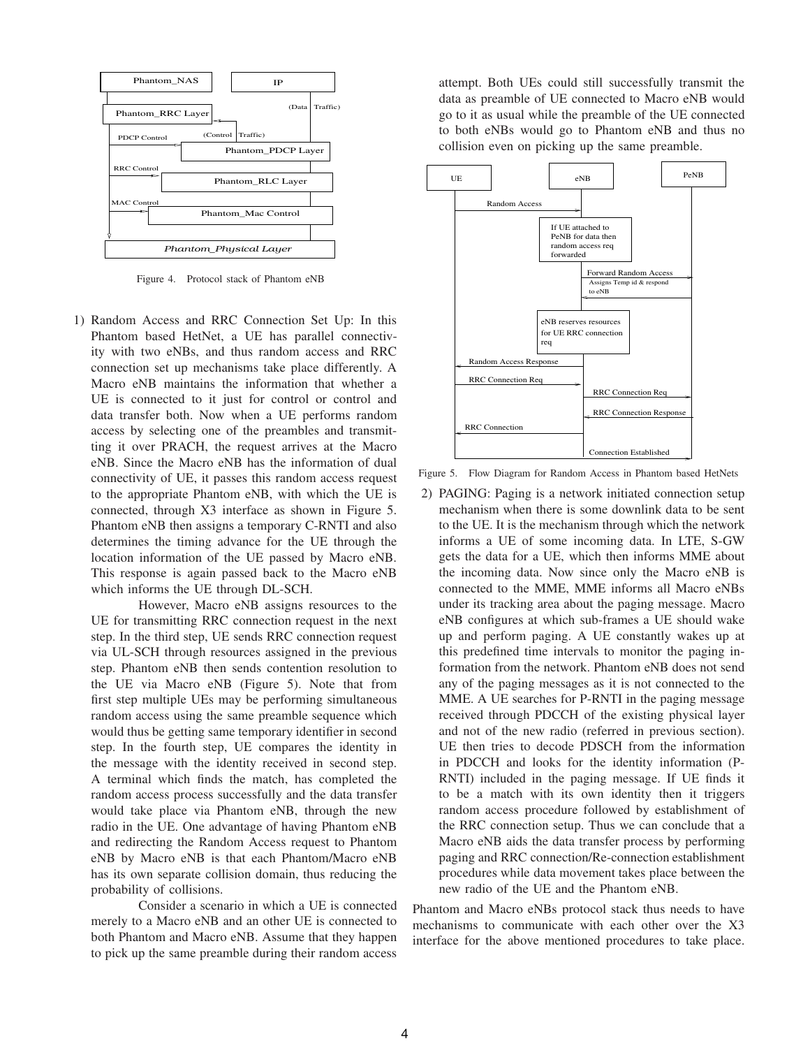Figure 4. Protocol stack of Phantom eNB

1) Random Access and RRC Connection Set Up: In this Phantom based HetNet, a UE has parallel connectivity with two eNBs, and thus random access and RRC connection set up mechanisms take place differently. A Macro eNB maintains the information that whether a UE is connected to it just for control or control and data transfer both. Now when a UE performs random access by selecting one of the preambles and transmitting it over PRACH, the request arrives at the Macro eNB. Since the Macro eNB has the information of dual connectivity of UE, it passes this random access request to the appropriate Phantom eNB, with which the UE is connected, through X3 interface as shown in Figure 5. Phantom eNB then assigns a temporary C-RNTI and also determines the timing advance for the UE through the location information of the UE passed by Macro eNB. This response is again passed back to the Macro eNB which informs the UE through DL-SCH.

   However, Macro eNB assigns resources to the UE for transmitting RRC connection request in the next step. In the third step, UE sends RRC connection request via UL-SCH through resources assigned in the previous step. Phantom eNB then sends contention resolution to the UE via Macro eNB (Figure 5). Note that from first step multiple UEs may be performing simultaneous random access using the same preamble sequence which would thus be getting same temporary identifier in second step. In the fourth step, UE compares the identity in the message with the identity received in second step. A terminal which finds the match, has completed the random access process successfully and the data transfer would take place via Phantom eNB, through the new radio in the UE. One advantage of having Phantom eNB and redirecting the Random Access request to Phantom eNB by Macro eNB is that each Phantom/Macro eNB has its own separate collision domain, thus reducing the probability of collisions.

   Consider a scenario in which a UE is connected merely to a Macro eNB and an other UE is connected to both Phantom and Macro eNB. Assume that they happen to pick up the same preamble during their random access attempt. Both UEs could still successfully transmit the data as preamble of UE connected to Macro eNB would go to it as usual while the preamble of the UE connected to both eNBs would go to Phantom eNB and thus no collision even on picking up the same preamble.

Figure 5. Flow Diagram for Random Access in Phantom based HetNets

2) PAGING: Paging is a network initiated connection setup mechanism when there is some downlink data to be sent to the UE. It is the mechanism through which the network informs a UE of some incoming data. In LTE, S-GW gets the data for a UE, which then informs MME about the incoming data. Now since only the Macro eNB is connected to the MME, MME informs all Macro eNBs under its tracking area about the paging message. Macro eNB configures at which sub-frames a UE should wake up and perform paging. A UE constantly wakes up at this predefined time intervals to monitor the paging information from the network. Phantom eNB does not send any of the paging messages as it is not connected to the MME. A UE searches for P-RNTI in the paging message received through PDCCH of the existing physical layer and not of the new radio (referred in previous section). UE then tries to decode PDSCH from the information in PDCCH and looks for the identity information (P-RNTI) included in the paging message. If UE finds it to be a match with its own identity then it triggers random access procedure followed by establishment of the RRC connection setup. Thus we can conclude that a Macro eNB aids the data transfer process by performing paging and RRC connection/Re-connection establishment procedures while data movement takes place between the new radio of the UE and the Phantom eNB.

Phantom and Macro eNBs protocol stack thus needs to have mechanisms to communicate with each other over the X3 interface for the above mentioned procedures to take place.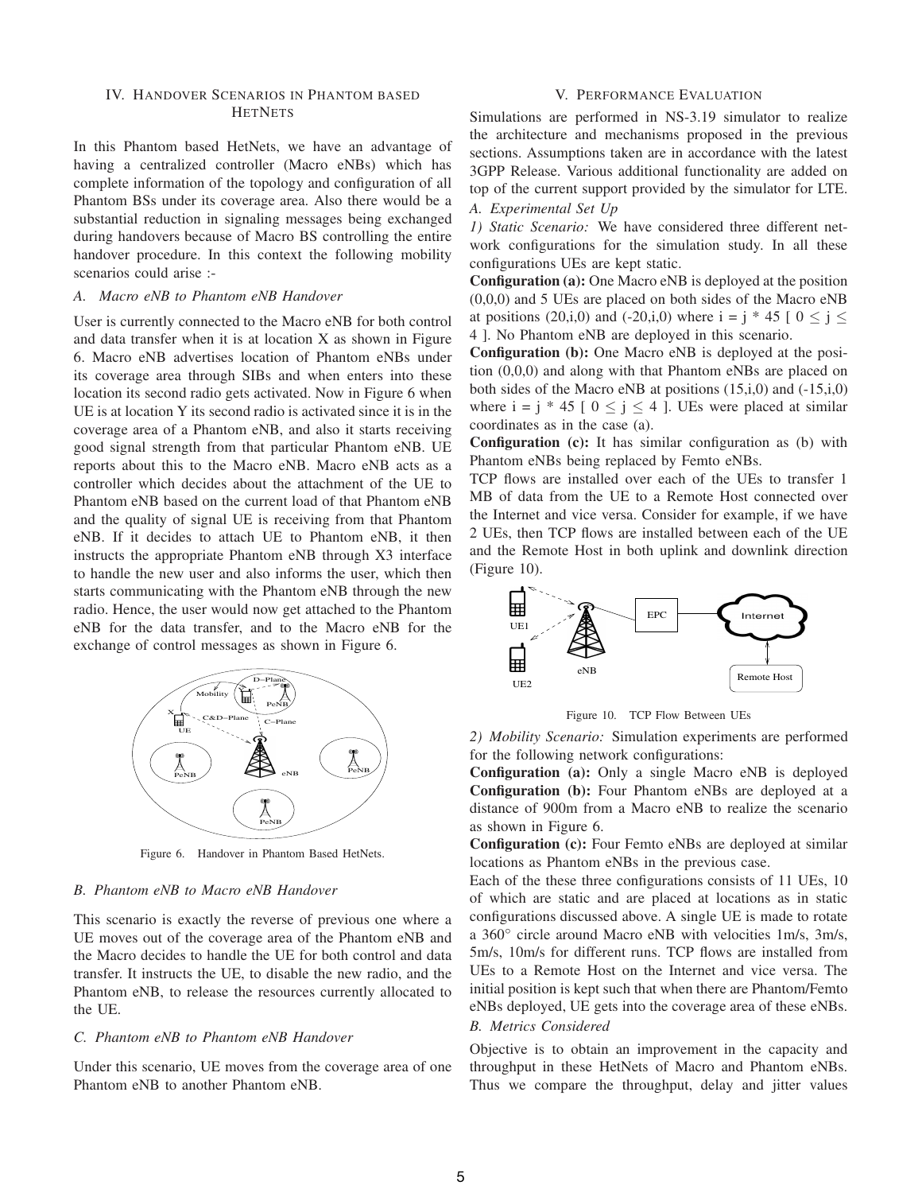## IV. Handover Scenarios in Phantom based HetNets

In this Phantom based HetNets, we have an advantage of having a centralized controller (Macro eNBs) which has complete information of the topology and configuration of all Phantom BSs under its coverage area. Also there would be a substantial reduction in signaling messages being exchanged during handovers because of Macro BS controlling the entire handover procedure. In this context the following mobility scenarios could arise :-

### *A. Macro eNB to Phantom eNB Handover*

User is currently connected to the Macro eNB for both control and data transfer when it is at location X as shown in Figure 6. Macro eNB advertises location of Phantom eNBs under its coverage area through SIBs and when enters into these location its second radio gets activated. Now in Figure 6 when UE is at location Y its second radio is activated since it is in the coverage area of a Phantom eNB, and also it starts receiving good signal strength from that particular Phantom eNB. UE reports about this to the Macro eNB. Macro eNB acts as a controller which decides about the attachment of the UE to Phantom eNB based on the current load of that Phantom eNB and the quality of signal UE is receiving from that Phantom eNB. If it decides to attach UE to Phantom eNB, it then instructs the appropriate Phantom eNB through X3 interface to handle the new user and also informs the user, which then starts communicating with the Phantom eNB through the new radio. Hence, the user would now get attached to the Phantom eNB for the data transfer, and to the Macro eNB for the exchange of control messages as shown in Figure 6.

D–Plane
Mobility
PeNB
X
UE
C&D–Plane
C–Plane
PeNB
eNB
PeNB
PeNB

Figure 6. Handover in Phantom Based HetNets.

### *B. Phantom eNB to Macro eNB Handover*

This scenario is exactly the reverse of previous one where a UE moves out of the coverage area of the Phantom eNB and the Macro decides to handle the UE for both control and data transfer. It instructs the UE, to disable the new radio, and the Phantom eNB, to release the resources currently allocated to the UE.

### *C. Phantom eNB to Phantom eNB Handover*

Under this scenario, UE moves from the coverage area of one Phantom eNB to another Phantom eNB.

## V. Performance Evaluation

Simulations are performed in NS-3.19 simulator to realize the architecture and mechanisms proposed in the previous sections. Assumptions taken are in accordance with the latest 3GPP Release. Various additional functionality are added on top of the current support provided by the simulator for LTE.

### *A. Experimental Set Up*

*1) Static Scenario:* We have considered three different network configurations for the simulation study. In all these configurations UEs are kept static.

**Configuration (a):** One Macro eNB is deployed at the position (0,0,0) and 5 UEs are placed on both sides of the Macro eNB at positions (20,i,0) and (-20,i,0) where i = j * 45 [ $0 \leq j \leq 4$ ]. No Phantom eNB are deployed in this scenario.

**Configuration (b):** One Macro eNB is deployed at the position (0,0,0) and along with that Phantom eNBs are placed on both sides of the Macro eNB at positions (15,i,0) and (-15,i,0) where i = j * 45 [ $0 \leq j \leq 4$ ]. UEs were placed at similar coordinates as in the case (a).

**Configuration (c):** It has similar configuration as (b) with Phantom eNBs being replaced by Femto eNBs.

TCP flows are installed over each of the UEs to transfer 1 MB of data from the UE to a Remote Host connected over the Internet and vice versa. Consider for example, if we have 2 UEs, then TCP flows are installed between each of the UE and the Remote Host in both uplink and downlink direction (Figure 10).

UE1
EPC
Internet
eNB
Remote Host
UE2

Figure 10. TCP Flow Between UEs

*2) Mobility Scenario:* Simulation experiments are performed for the following network configurations:

**Configuration (a):** Only a single Macro eNB is deployed

**Configuration (b):** Four Phantom eNBs are deployed at a distance of 900m from a Macro eNB to realize the scenario as shown in Figure 6.

**Configuration (c):** Four Femto eNBs are deployed at similar locations as Phantom eNBs in the previous case.

Each of the these three configurations consists of 11 UEs, 10 of which are static and are placed at locations as in static configurations discussed above. A single UE is made to rotate a 360° circle around Macro eNB with velocities 1m/s, 3m/s, 5m/s, 10m/s for different runs. TCP flows are installed from UEs to a Remote Host on the Internet and vice versa. The initial position is kept such that when there are Phantom/Femto eNBs deployed, UE gets into the coverage area of these eNBs.

### *B. Metrics Considered*

Objective is to obtain an improvement in the capacity and throughput in these HetNets of Macro and Phantom eNBs. Thus we compare the throughput, delay and jitter values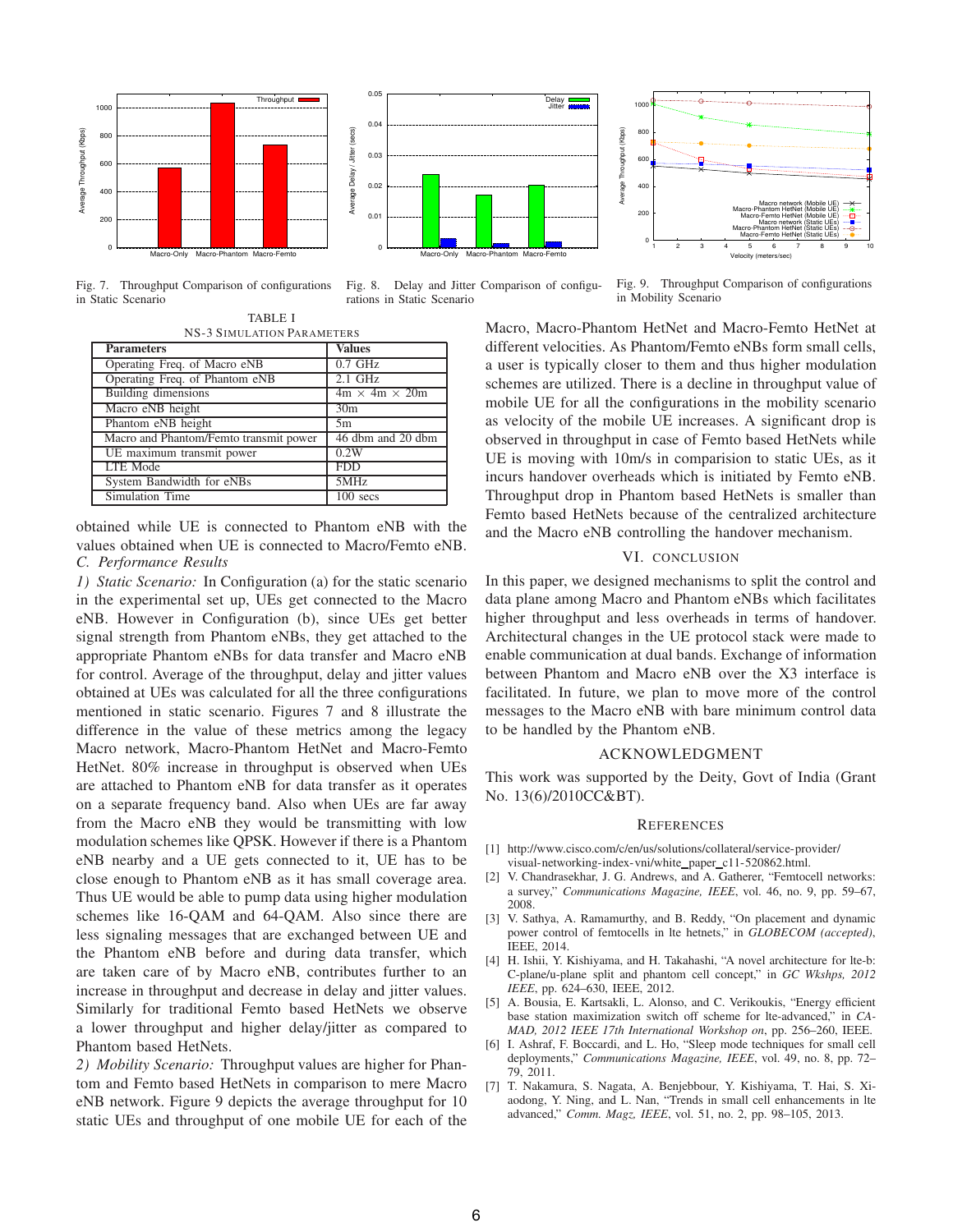Throughput
1000
800
600
400
200
0
Average Throughput (Kbps)
Macro-Only Macro-Phantom Macro-Femto

Fig. 7. Throughput Comparison of configurations in Static Scenario

0.05
0.04
0.03
0.02
0.01
0
Average Delay / Jitter (secs)
Delay
Jitter
Macro-Only Macro-Phantom Macro-Femto

Fig. 8. Delay and Jitter Comparison of configurations in Static Scenario

1000
800
600
400
200
0
Average Throughput (Kbps)
1 2 3 4 5 6 7 8 9 10
Velocity (meters/sec)
Macro network (Mobile UE)
Macro-Phantom HetNet (Mobile UE)
Macro-Femto HetNet (Mobile UE)
Macro network (Static UEs)
Macro-Phantom HetNet (Static UEs)
Macro-Femto HetNet (Static UEs)

Fig. 9. Throughput Comparison of configurations in Mobility Scenario

TABLE I
NS-3 SIMULATION PARAMETERS

| Parameters | Values |
|---|---|
| Operating Freq. of Macro eNB | 0.7 GHz |
| Operating Freq. of Phantom eNB | 2.1 GHz |
| Building dimensions | 4m × 4m × 20m |
| Macro eNB height | 30m |
| Phantom eNB height | 5m |
| Macro and Phantom/Femto transmit power | 46 dbm and 20 dbm |
| UE maximum transmit power | 0.2W |
| LTE Mode | FDD |
| System Bandwidth for eNBs | 5MHz |
| Simulation Time | 100 secs |

obtained while UE is connected to Phantom eNB with the values obtained when UE is connected to Macro/Femto eNB.

### C. Performance Results

*1) Static Scenario:* In Configuration (a) for the static scenario in the experimental set up, UEs get connected to the Macro eNB. However in Configuration (b), since UEs get better signal strength from Phantom eNBs, they get attached to the appropriate Phantom eNBs for data transfer and Macro eNB for control. Average of the throughput, delay and jitter values obtained at UEs was calculated for all the three configurations mentioned in static scenario. Figures 7 and 8 illustrate the difference in the value of these metrics among the legacy Macro network, Macro-Phantom HetNet and Macro-Femto HetNet. 80% increase in throughput is observed when UEs are attached to Phantom eNB for data transfer as it operates on a separate frequency band. Also when UEs are far away from the Macro eNB they would be transmitting with low modulation schemes like QPSK. However if there is a Phantom eNB nearby and a UE gets connected to it, UE has to be close enough to Phantom eNB as it has small coverage area. Thus UE would be able to pump data using higher modulation schemes like 16-QAM and 64-QAM. Also since there are less signaling messages that are exchanged between UE and the Phantom eNB before and during data transfer, which are taken care of by Macro eNB, contributes further to an increase in throughput and decrease in delay and jitter values. Similarly for traditional Femto based HetNets we observe a lower throughput and higher delay/jitter as compared to Phantom based HetNets.

*2) Mobility Scenario:* Throughput values are higher for Phantom and Femto based HetNets in comparison to mere Macro eNB network. Figure 9 depicts the average throughput for 10 static UEs and throughput of one mobile UE for each of the Macro, Macro-Phantom HetNet and Macro-Femto HetNet at different velocities. As Phantom/Femto eNBs form small cells, a user is typically closer to them and thus higher modulation schemes are utilized. There is a decline in throughput value of mobile UE for all the configurations in the mobility scenario as velocity of the mobile UE increases. A significant drop is observed in throughput in case of Femto based HetNets while UE is moving with 10m/s in comparision to static UEs, as it incurs handover overheads which is initiated by Femto eNB. Throughput drop in Phantom based HetNets is smaller than Femto based HetNets because of the centralized architecture and the Macro eNB controlling the handover mechanism.

## VI. CONCLUSION

In this paper, we designed mechanisms to split the control and data plane among Macro and Phantom eNBs which facilitates higher throughput and less overheads in terms of handover. Architectural changes in the UE protocol stack were made to enable communication at dual bands. Exchange of information between Phantom and Macro eNB over the X3 interface is facilitated. In future, we plan to move more of the control messages to the Macro eNB with bare minimum control data to be handled by the Phantom eNB.

## ACKNOWLEDGMENT

This work was supported by the Deity, Govt of India (Grant No. 13(6)/2010CC&BT).

## REFERENCES

[1] http://www.cisco.com/c/en/us/solutions/collateral/service-provider/visual-networking-index-vni/white_paper_c11-520862.html.

[2] V. Chandrasekhar, J. G. Andrews, and A. Gatherer, "Femtocell networks: a survey," *Communications Magazine, IEEE*, vol. 46, no. 9, pp. 59–67, 2008.

[3] V. Sathya, A. Ramamurthy, and B. Reddy, "On placement and dynamic power control of femtocells in lte hetnets," in *GLOBECOM (accepted)*, IEEE, 2014.

[4] H. Ishii, Y. Kishiyama, and H. Takahashi, "A novel architecture for lte-b: C-plane/u-plane split and phantom cell concept," in *GC Wkshps, 2012 IEEE*, pp. 624–630, IEEE, 2012.

[5] A. Bousia, E. Kartsakli, L. Alonso, and C. Verikoukis, "Energy efficient base station maximization switch off scheme for lte-advanced," in *CAMAD, 2012 IEEE 17th International Workshop on*, pp. 256–260, IEEE.

[6] I. Ashraf, F. Boccardi, and L. Ho, "Sleep mode techniques for small cell deployments," *Communications Magazine, IEEE*, vol. 49, no. 8, pp. 72–79, 2011.

[7] T. Nakamura, S. Nagata, A. Benjebbour, Y. Kishiyama, T. Hai, S. Xiaodong, Y. Ning, and L. Nan, "Trends in small cell enhancements in lte advanced," *Comm. Magz, IEEE*, vol. 51, no. 2, pp. 98–105, 2013.